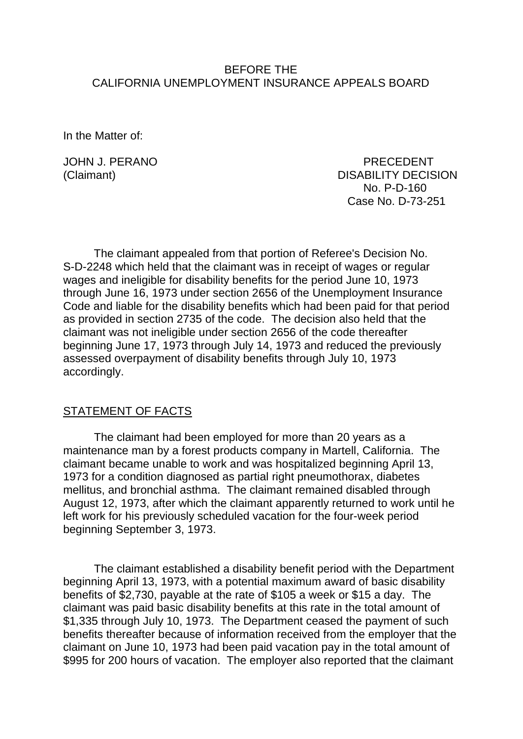BEFORE THE
CALIFORNIA UNEMPLOYMENT INSURANCE APPEALS BOARD

In the Matter of:

JOHN J. PERANO
(Claimant)

PRECEDENT
DISABILITY DECISION
No. P-D-160
Case No. D-73-251

The claimant appealed from that portion of Referee's Decision No. S-D-2248 which held that the claimant was in receipt of wages or regular wages and ineligible for disability benefits for the period June 10, 1973 through June 16, 1973 under section 2656 of the Unemployment Insurance Code and liable for the disability benefits which had been paid for that period as provided in section 2735 of the code. The decision also held that the claimant was not ineligible under section 2656 of the code thereafter beginning June 17, 1973 through July 14, 1973 and reduced the previously assessed overpayment of disability benefits through July 10, 1973 accordingly.

STATEMENT OF FACTS

The claimant had been employed for more than 20 years as a maintenance man by a forest products company in Martell, California. The claimant became unable to work and was hospitalized beginning April 13, 1973 for a condition diagnosed as partial right pneumothorax, diabetes mellitus, and bronchial asthma. The claimant remained disabled through August 12, 1973, after which the claimant apparently returned to work until he left work for his previously scheduled vacation for the four-week period beginning September 3, 1973.

The claimant established a disability benefit period with the Department beginning April 13, 1973, with a potential maximum award of basic disability benefits of $2,730, payable at the rate of $105 a week or $15 a day. The claimant was paid basic disability benefits at this rate in the total amount of $1,335 through July 10, 1973. The Department ceased the payment of such benefits thereafter because of information received from the employer that the claimant on June 10, 1973 had been paid vacation pay in the total amount of $995 for 200 hours of vacation. The employer also reported that the claimant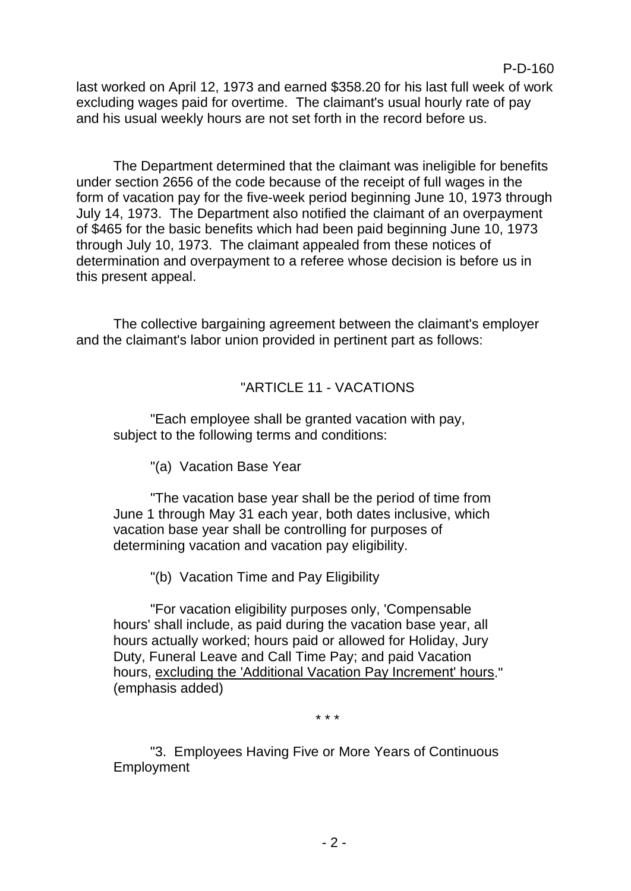last worked on April 12, 1973 and earned $358.20 for his last full week of work excluding wages paid for overtime. The claimant's usual hourly rate of pay and his usual weekly hours are not set forth in the record before us.

The Department determined that the claimant was ineligible for benefits under section 2656 of the code because of the receipt of full wages in the form of vacation pay for the five-week period beginning June 10, 1973 through July 14, 1973. The Department also notified the claimant of an overpayment of $465 for the basic benefits which had been paid beginning June 10, 1973 through July 10, 1973. The claimant appealed from these notices of determination and overpayment to a referee whose decision is before us in this present appeal.

The collective bargaining agreement between the claimant's employer and the claimant's labor union provided in pertinent part as follows:

"ARTICLE 11 - VACATIONS

"Each employee shall be granted vacation with pay, subject to the following terms and conditions:

"(a) Vacation Base Year

"The vacation base year shall be the period of time from June 1 through May 31 each year, both dates inclusive, which vacation base year shall be controlling for purposes of determining vacation and vacation pay eligibility.

"(b) Vacation Time and Pay Eligibility

"For vacation eligibility purposes only, 'Compensable hours' shall include, as paid during the vacation base year, all hours actually worked; hours paid or allowed for Holiday, Jury Duty, Funeral Leave and Call Time Pay; and paid Vacation hours, <u>excluding the 'Additional Vacation Pay Increment' hours</u>." (emphasis added)

\* \* \*

"3. Employees Having Five or More Years of Continuous Employment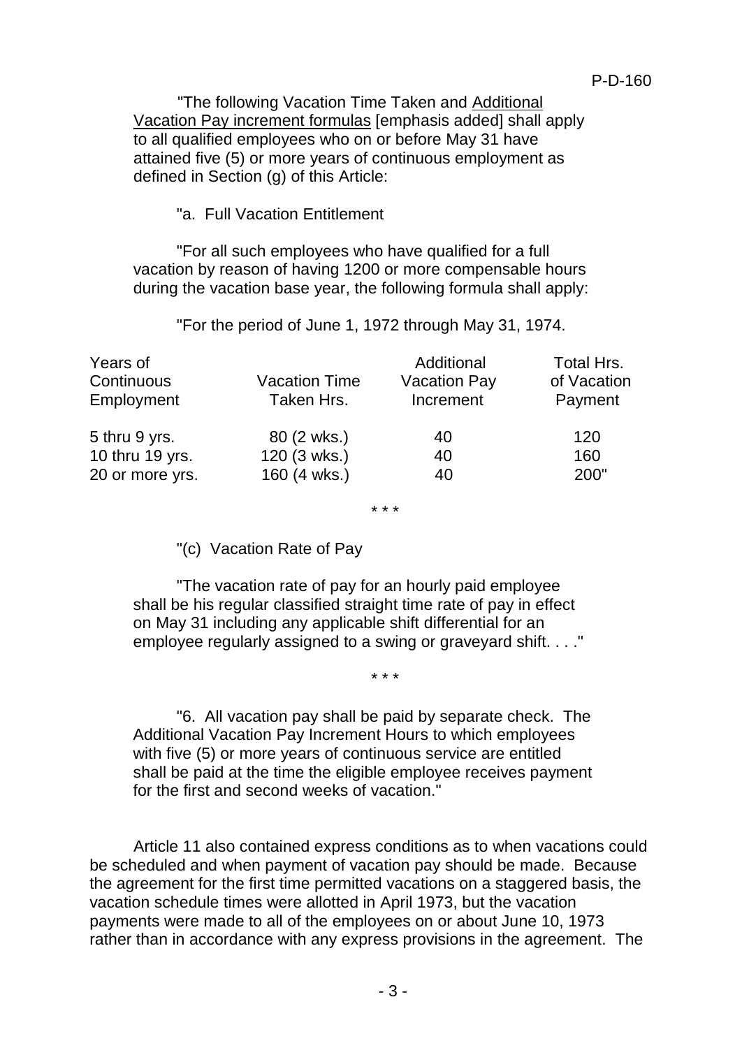"The following Vacation Time Taken and Additional Vacation Pay increment formulas [emphasis added] shall apply to all qualified employees who on or before May 31 have attained five (5) or more years of continuous employment as defined in Section (g) of this Article:

"a. Full Vacation Entitlement

"For all such employees who have qualified for a full vacation by reason of having 1200 or more compensable hours during the vacation base year, the following formula shall apply:

"For the period of June 1, 1972 through May 31, 1974.

| Years of Continuous Employment | Vacation Time Taken Hrs. | Additional Vacation Pay Increment | Total Hrs. of Vacation Payment |
|---|---|---|---|
| 5 thru 9 yrs. | 80 (2 wks.) | 40 | 120 |
| 10 thru 19 yrs. | 120 (3 wks.) | 40 | 160 |
| 20 or more yrs. | 160 (4 wks.) | 40 | 200" |

\* \* \*

"(c) Vacation Rate of Pay

"The vacation rate of pay for an hourly paid employee shall be his regular classified straight time rate of pay in effect on May 31 including any applicable shift differential for an employee regularly assigned to a swing or graveyard shift. . . ."

\* \* \*

"6. All vacation pay shall be paid by separate check. The Additional Vacation Pay Increment Hours to which employees with five (5) or more years of continuous service are entitled shall be paid at the time the eligible employee receives payment for the first and second weeks of vacation."

Article 11 also contained express conditions as to when vacations could be scheduled and when payment of vacation pay should be made. Because the agreement for the first time permitted vacations on a staggered basis, the vacation schedule times were allotted in April 1973, but the vacation payments were made to all of the employees on or about June 10, 1973 rather than in accordance with any express provisions in the agreement. The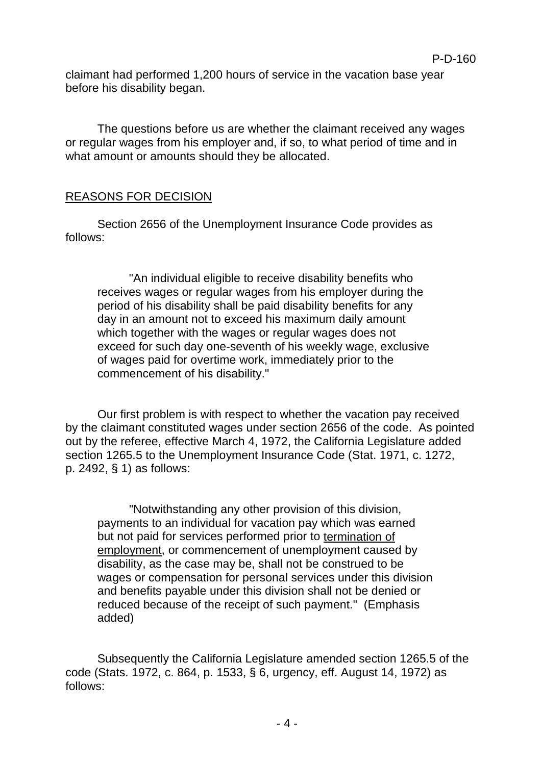claimant had performed 1,200 hours of service in the vacation base year before his disability began.

The questions before us are whether the claimant received any wages or regular wages from his employer and, if so, to what period of time and in what amount or amounts should they be allocated.

## REASONS FOR DECISION

Section 2656 of the Unemployment Insurance Code provides as follows:

> "An individual eligible to receive disability benefits who receives wages or regular wages from his employer during the period of his disability shall be paid disability benefits for any day in an amount not to exceed his maximum daily amount which together with the wages or regular wages does not exceed for such day one-seventh of his weekly wage, exclusive of wages paid for overtime work, immediately prior to the commencement of his disability."

Our first problem is with respect to whether the vacation pay received by the claimant constituted wages under section 2656 of the code. As pointed out by the referee, effective March 4, 1972, the California Legislature added section 1265.5 to the Unemployment Insurance Code (Stat. 1971, c. 1272, p. 2492, § 1) as follows:

> "Notwithstanding any other provision of this division, payments to an individual for vacation pay which was earned but not paid for services performed prior to termination of employment, or commencement of unemployment caused by disability, as the case may be, shall not be construed to be wages or compensation for personal services under this division and benefits payable under this division shall not be denied or reduced because of the receipt of such payment." (Emphasis added)

Subsequently the California Legislature amended section 1265.5 of the code (Stats. 1972, c. 864, p. 1533, § 6, urgency, eff. August 14, 1972) as follows: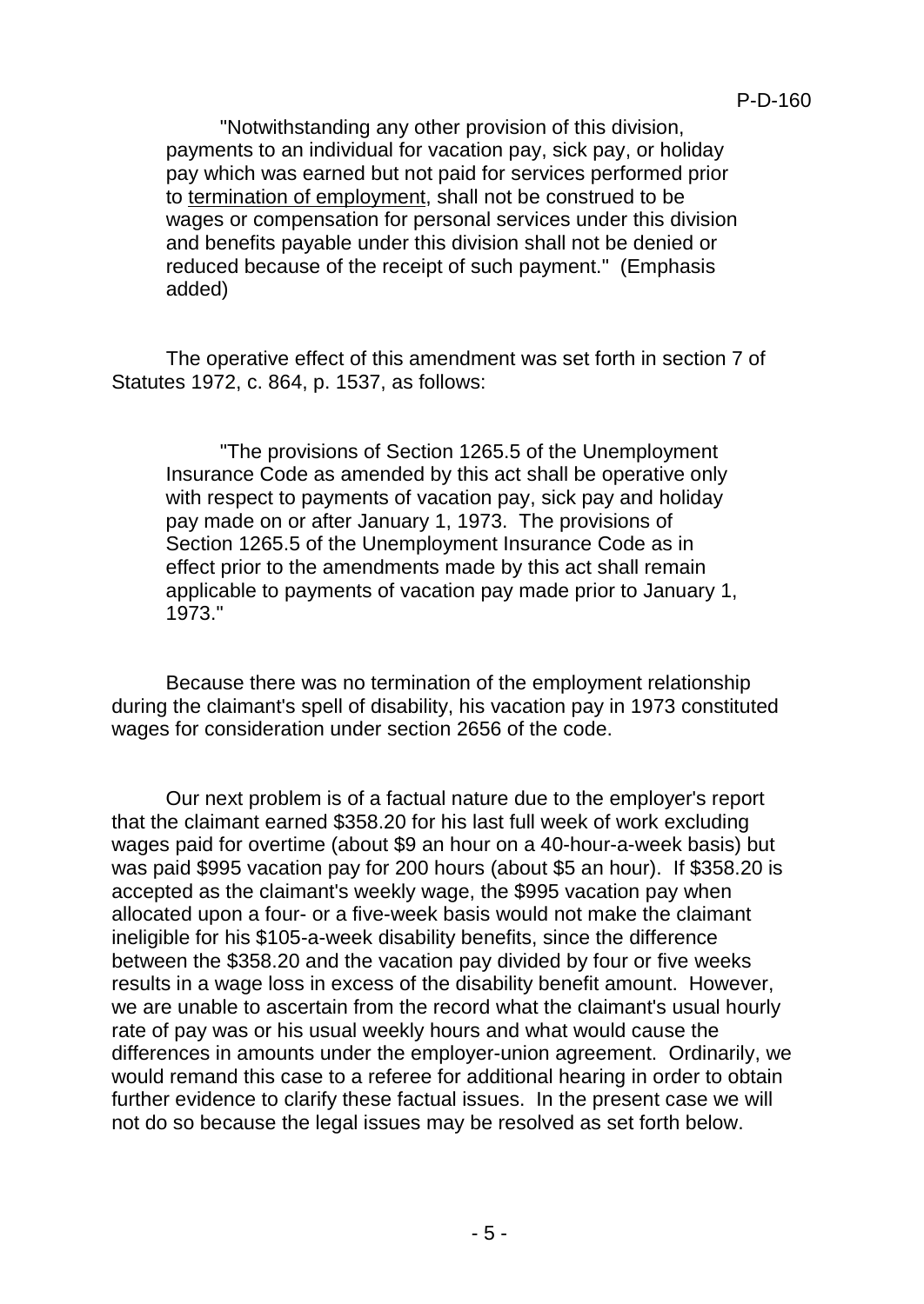> "Notwithstanding any other provision of this division, payments to an individual for vacation pay, sick pay, or holiday pay which was earned but not paid for services performed prior to termination of employment, shall not be construed to be wages or compensation for personal services under this division and benefits payable under this division shall not be denied or reduced because of the receipt of such payment." (Emphasis added)

The operative effect of this amendment was set forth in section 7 of Statutes 1972, c. 864, p. 1537, as follows:

> "The provisions of Section 1265.5 of the Unemployment Insurance Code as amended by this act shall be operative only with respect to payments of vacation pay, sick pay and holiday pay made on or after January 1, 1973. The provisions of Section 1265.5 of the Unemployment Insurance Code as in effect prior to the amendments made by this act shall remain applicable to payments of vacation pay made prior to January 1, 1973."

Because there was no termination of the employment relationship during the claimant's spell of disability, his vacation pay in 1973 constituted wages for consideration under section 2656 of the code.

Our next problem is of a factual nature due to the employer's report that the claimant earned $358.20 for his last full week of work excluding wages paid for overtime (about $9 an hour on a 40-hour-a-week basis) but was paid $995 vacation pay for 200 hours (about $5 an hour). If $358.20 is accepted as the claimant's weekly wage, the $995 vacation pay when allocated upon a four- or a five-week basis would not make the claimant ineligible for his $105-a-week disability benefits, since the difference between the $358.20 and the vacation pay divided by four or five weeks results in a wage loss in excess of the disability benefit amount. However, we are unable to ascertain from the record what the claimant's usual hourly rate of pay was or his usual weekly hours and what would cause the differences in amounts under the employer-union agreement. Ordinarily, we would remand this case to a referee for additional hearing in order to obtain further evidence to clarify these factual issues. In the present case we will not do so because the legal issues may be resolved as set forth below.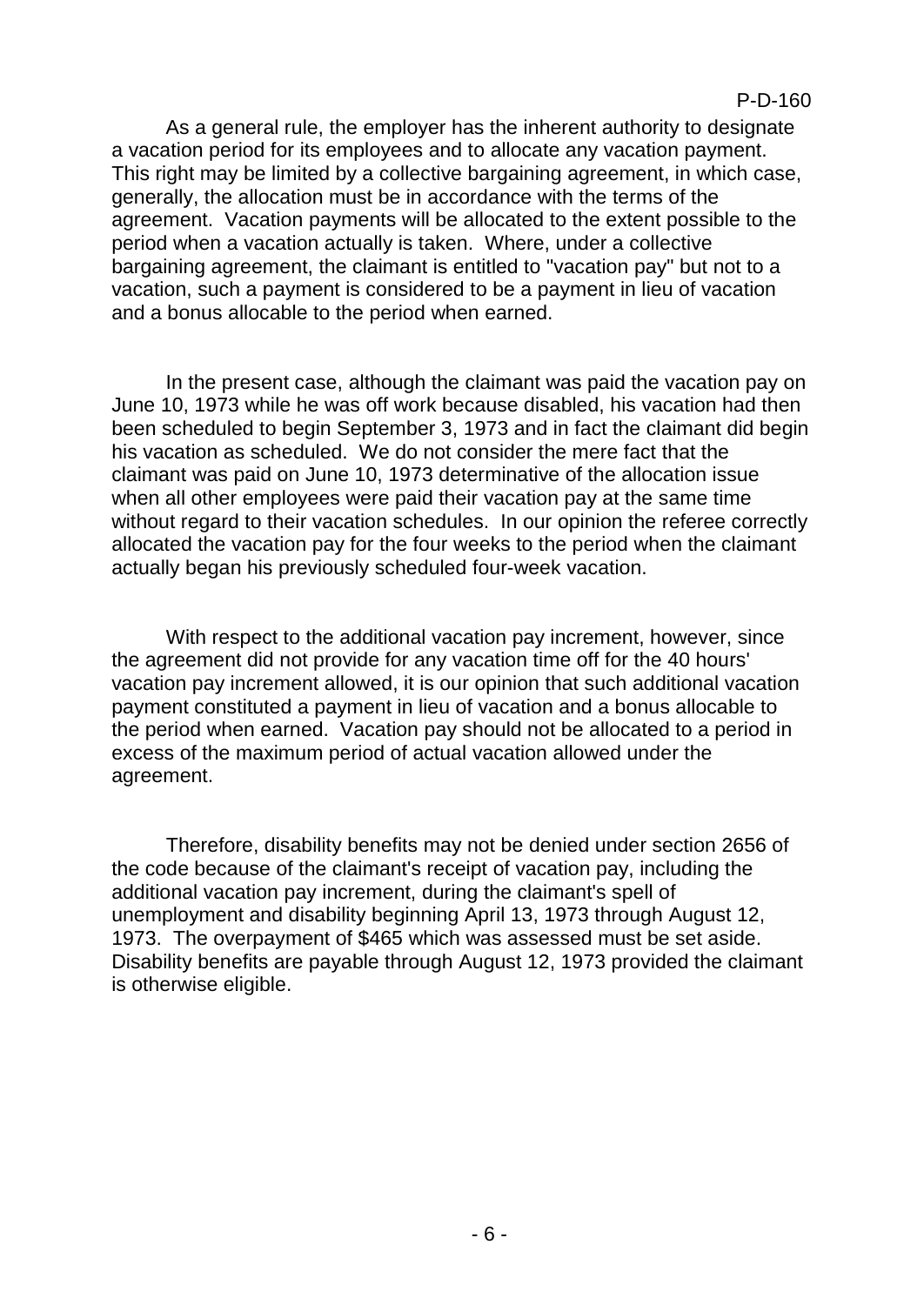As a general rule, the employer has the inherent authority to designate a vacation period for its employees and to allocate any vacation payment. This right may be limited by a collective bargaining agreement, in which case, generally, the allocation must be in accordance with the terms of the agreement. Vacation payments will be allocated to the extent possible to the period when a vacation actually is taken. Where, under a collective bargaining agreement, the claimant is entitled to "vacation pay" but not to a vacation, such a payment is considered to be a payment in lieu of vacation and a bonus allocable to the period when earned.

In the present case, although the claimant was paid the vacation pay on June 10, 1973 while he was off work because disabled, his vacation had then been scheduled to begin September 3, 1973 and in fact the claimant did begin his vacation as scheduled. We do not consider the mere fact that the claimant was paid on June 10, 1973 determinative of the allocation issue when all other employees were paid their vacation pay at the same time without regard to their vacation schedules. In our opinion the referee correctly allocated the vacation pay for the four weeks to the period when the claimant actually began his previously scheduled four-week vacation.

With respect to the additional vacation pay increment, however, since the agreement did not provide for any vacation time off for the 40 hours' vacation pay increment allowed, it is our opinion that such additional vacation payment constituted a payment in lieu of vacation and a bonus allocable to the period when earned. Vacation pay should not be allocated to a period in excess of the maximum period of actual vacation allowed under the agreement.

Therefore, disability benefits may not be denied under section 2656 of the code because of the claimant's receipt of vacation pay, including the additional vacation pay increment, during the claimant's spell of unemployment and disability beginning April 13, 1973 through August 12, 1973. The overpayment of $465 which was assessed must be set aside. Disability benefits are payable through August 12, 1973 provided the claimant is otherwise eligible.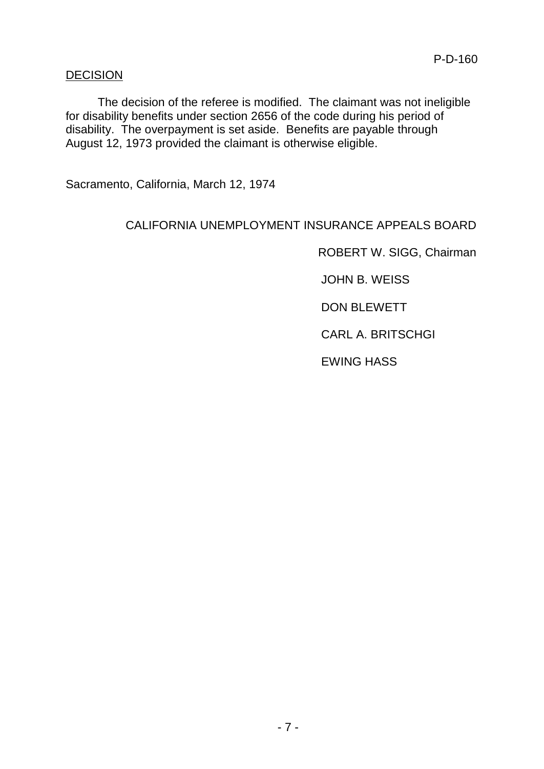## DECISION

The decision of the referee is modified. The claimant was not ineligible for disability benefits under section 2656 of the code during his period of disability. The overpayment is set aside. Benefits are payable through August 12, 1973 provided the claimant is otherwise eligible.

Sacramento, California, March 12, 1974

CALIFORNIA UNEMPLOYMENT INSURANCE APPEALS BOARD

ROBERT W. SIGG, Chairman

JOHN B. WEISS

DON BLEWETT

CARL A. BRITSCHGI

EWING HASS